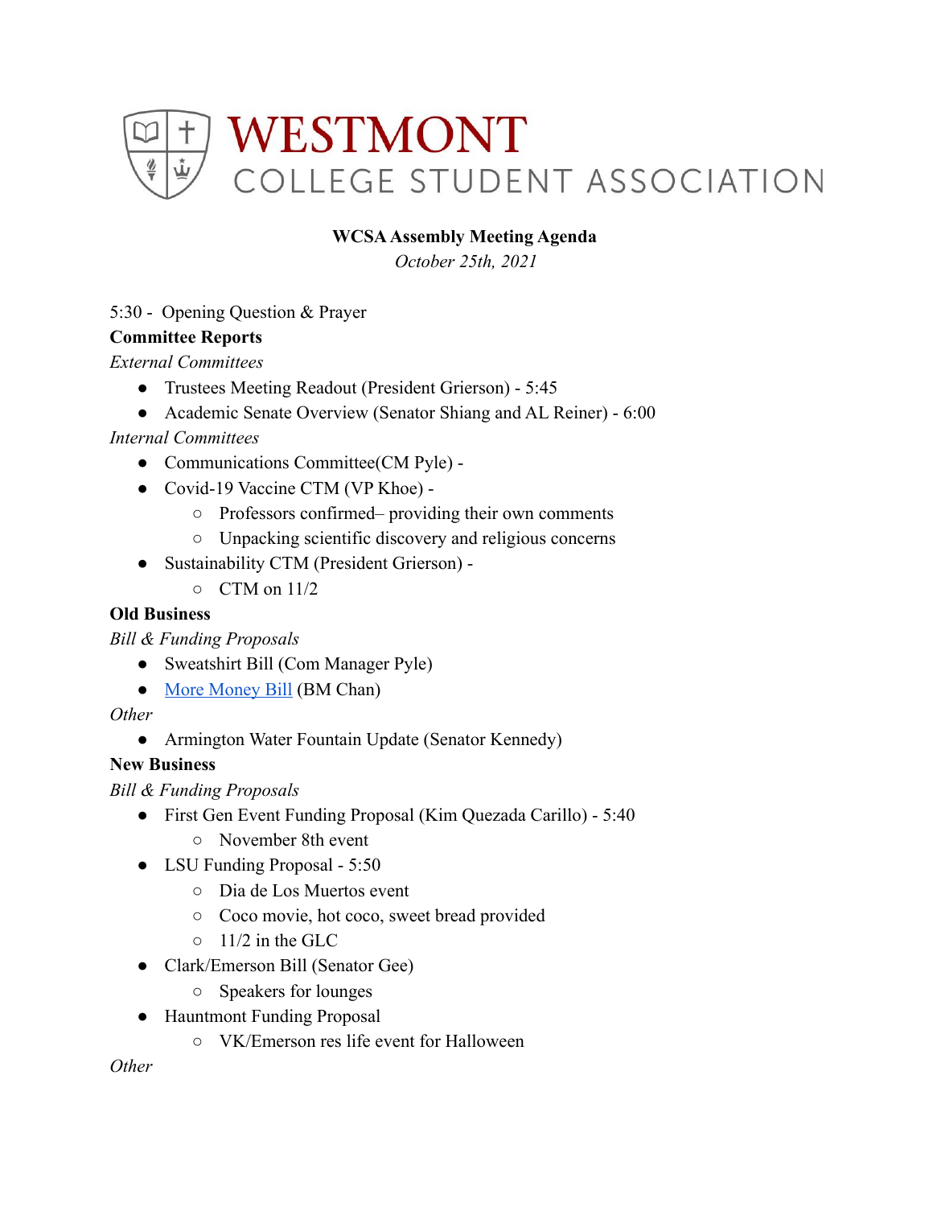# WESTMONT
## COLLEGE STUDENT ASSOCIATION

**WCSA Assembly Meeting Agenda**

*October 25th, 2021*

5:30 - Opening Question & Prayer

**Committee Reports**

*External Committees*

- Trustees Meeting Readout (President Grierson) - 5:45
- Academic Senate Overview (Senator Shiang and AL Reiner) - 6:00

*Internal Committees*

- Communications Committee(CM Pyle) -
- Covid-19 Vaccine CTM (VP Khoe) -
  - Professors confirmed– providing their own comments
  - Unpacking scientific discovery and religious concerns
- Sustainability CTM (President Grierson) -
  - CTM on 11/2

**Old Business**

*Bill & Funding Proposals*

- Sweatshirt Bill (Com Manager Pyle)
- More Money Bill (BM Chan)

*Other*

- Armington Water Fountain Update (Senator Kennedy)

**New Business**

*Bill & Funding Proposals*

- First Gen Event Funding Proposal (Kim Quezada Carillo) - 5:40
  - November 8th event
- LSU Funding Proposal - 5:50
  - Dia de Los Muertos event
  - Coco movie, hot coco, sweet bread provided
  - 11/2 in the GLC
- Clark/Emerson Bill (Senator Gee)
  - Speakers for lounges
- Hauntmont Funding Proposal
  - VK/Emerson res life event for Halloween

*Other*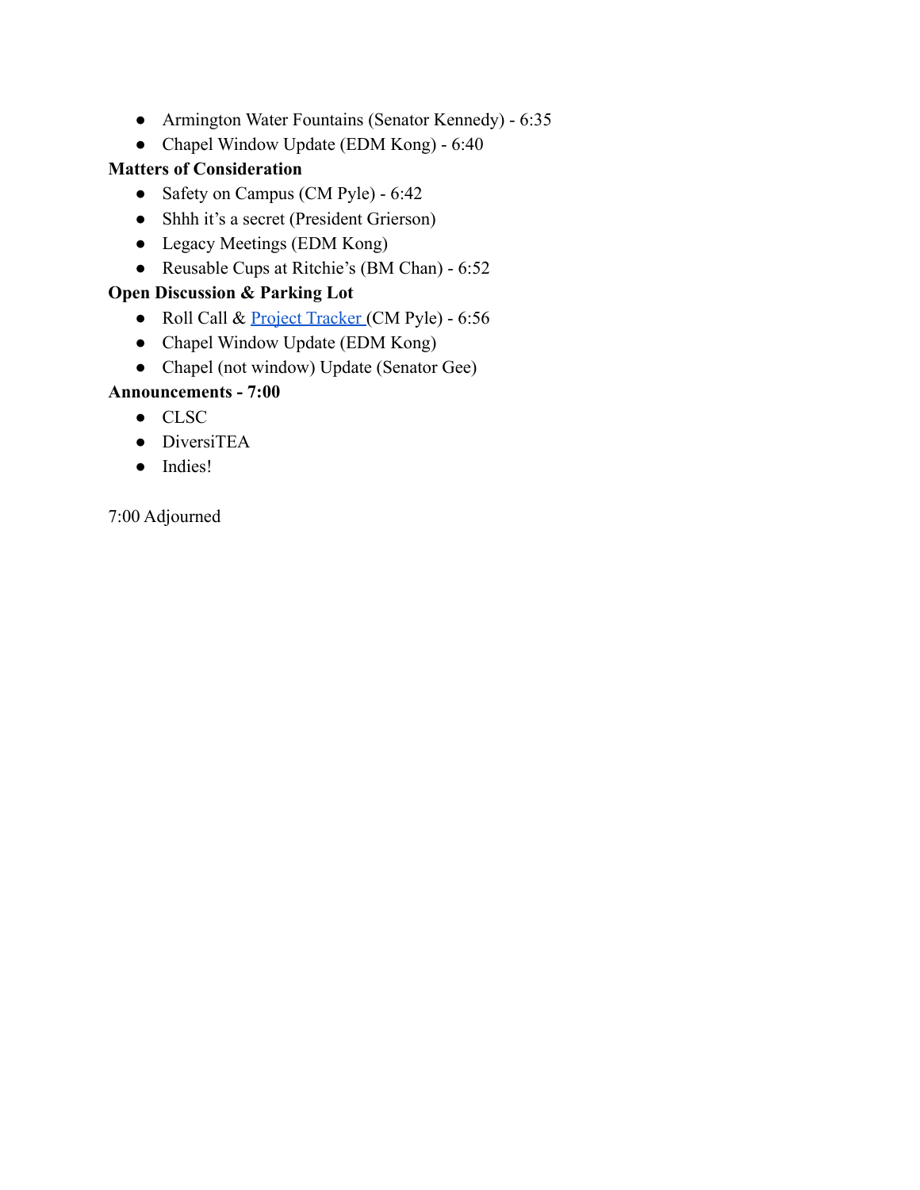- Armington Water Fountains (Senator Kennedy) - 6:35
- Chapel Window Update (EDM Kong) - 6:40

**Matters of Consideration**

- Safety on Campus (CM Pyle) - 6:42
- Shhh it's a secret (President Grierson)
- Legacy Meetings (EDM Kong)
- Reusable Cups at Ritchie's (BM Chan) - 6:52

**Open Discussion & Parking Lot**

- Roll Call & Project Tracker (CM Pyle) - 6:56
- Chapel Window Update (EDM Kong)
- Chapel (not window) Update (Senator Gee)

**Announcements - 7:00**

- CLSC
- DiversiTEA
- Indies!

7:00 Adjourned